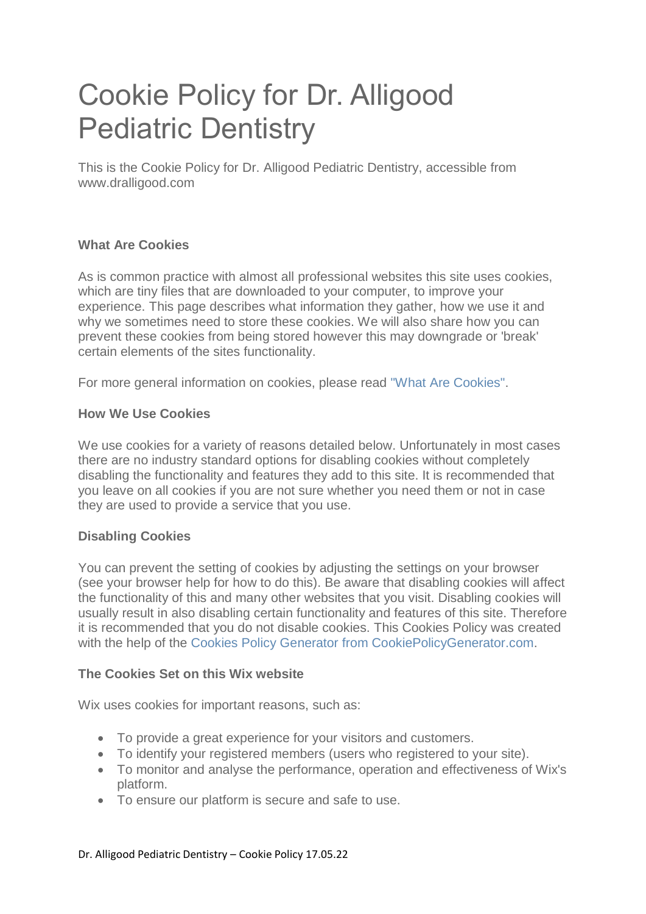# Cookie Policy for Dr. Alligood Pediatric Dentistry

This is the Cookie Policy for Dr. Alligood Pediatric Dentistry, accessible from www.dralligood.com

**What Are Cookies**

As is common practice with almost all professional websites this site uses cookies, which are tiny files that are downloaded to your computer, to improve your experience. This page describes what information they gather, how we use it and why we sometimes need to store these cookies. We will also share how you can prevent these cookies from being stored however this may downgrade or 'break' certain elements of the sites functionality.

For more general information on cookies, please read "What Are Cookies".

**How We Use Cookies**

We use cookies for a variety of reasons detailed below. Unfortunately in most cases there are no industry standard options for disabling cookies without completely disabling the functionality and features they add to this site. It is recommended that you leave on all cookies if you are not sure whether you need them or not in case they are used to provide a service that you use.

**Disabling Cookies**

You can prevent the setting of cookies by adjusting the settings on your browser (see your browser help for how to do this). Be aware that disabling cookies will affect the functionality of this and many other websites that you visit. Disabling cookies will usually result in also disabling certain functionality and features of this site. Therefore it is recommended that you do not disable cookies. This Cookies Policy was created with the help of the Cookies Policy Generator from CookiePolicyGenerator.com.

**The Cookies Set on this Wix website**

Wix uses cookies for important reasons, such as:

- To provide a great experience for your visitors and customers.
- To identify your registered members (users who registered to your site).
- To monitor and analyse the performance, operation and effectiveness of Wix's platform.
- To ensure our platform is secure and safe to use.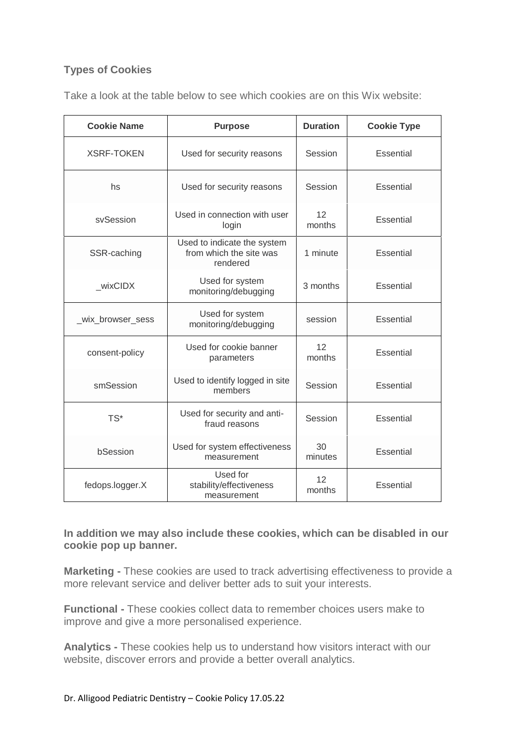### Types of Cookies

Take a look at the table below to see which cookies are on this Wix website:

| Cookie Name | Purpose | Duration | Cookie Type |
|---|---|---|---|
| XSRF-TOKEN | Used for security reasons | Session | Essential |
| hs | Used for security reasons | Session | Essential |
| svSession | Used in connection with user login | 12 months | Essential |
| SSR-caching | Used to indicate the system from which the site was rendered | 1 minute | Essential |
| _wixCIDX | Used for system monitoring/debugging | 3 months | Essential |
| _wix_browser_sess | Used for system monitoring/debugging | session | Essential |
| consent-policy | Used for cookie banner parameters | 12 months | Essential |
| smSession | Used to identify logged in site members | Session | Essential |
| TS* | Used for security and anti-fraud reasons | Session | Essential |
| bSession | Used for system effectiveness measurement | 30 minutes | Essential |
| fedops.logger.X | Used for stability/effectiveness measurement | 12 months | Essential |

**In addition we may also include these cookies, which can be disabled in our cookie pop up banner.**

**Marketing -** These cookies are used to track advertising effectiveness to provide a more relevant service and deliver better ads to suit your interests.

**Functional -** These cookies collect data to remember choices users make to improve and give a more personalised experience.

**Analytics -** These cookies help us to understand how visitors interact with our website, discover errors and provide a better overall analytics.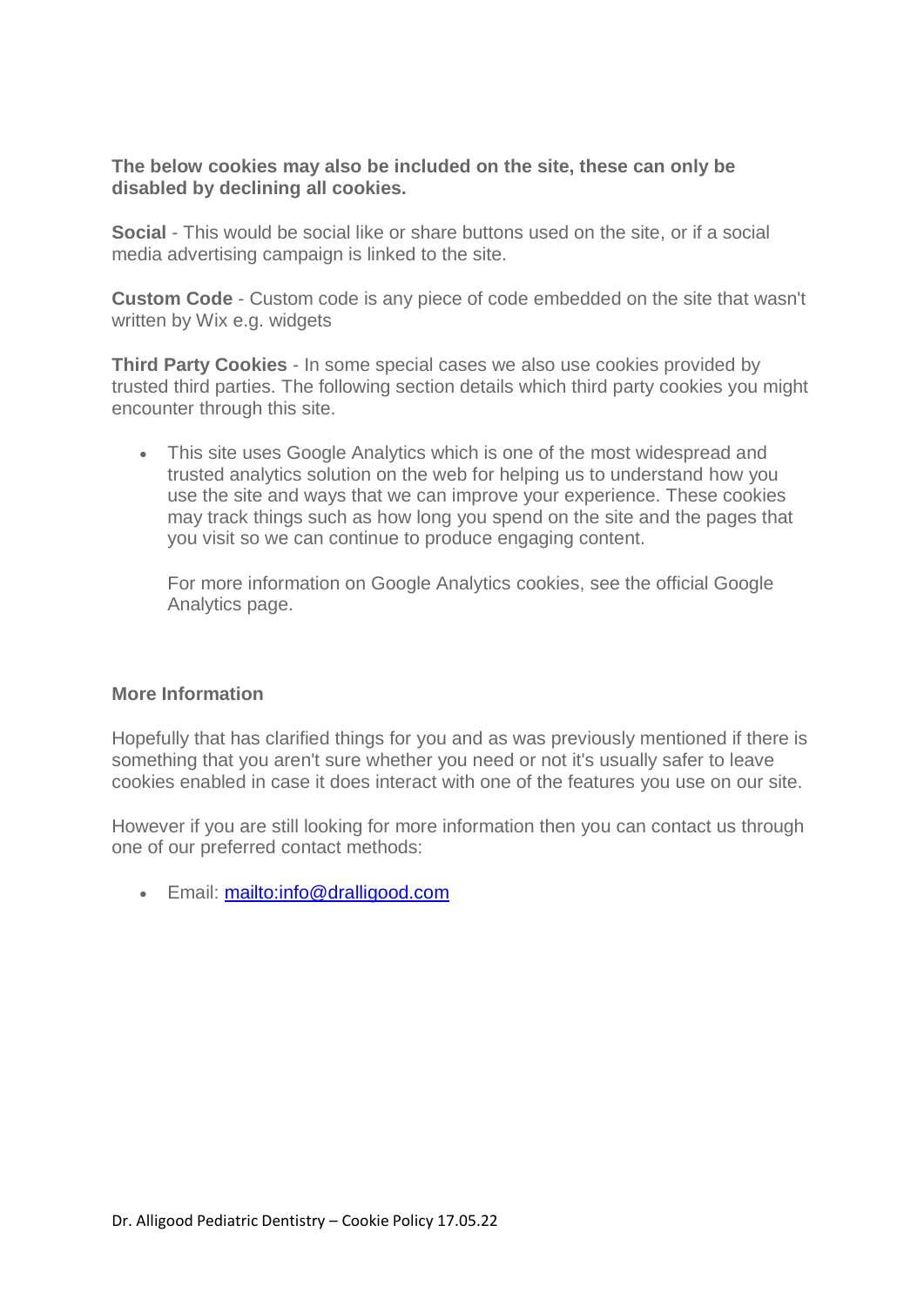**The below cookies may also be included on the site, these can only be disabled by declining all cookies.**

**Social** - This would be social like or share buttons used on the site, or if a social media advertising campaign is linked to the site.

**Custom Code** - Custom code is any piece of code embedded on the site that wasn't written by Wix e.g. widgets

**Third Party Cookies** - In some special cases we also use cookies provided by trusted third parties. The following section details which third party cookies you might encounter through this site.

- This site uses Google Analytics which is one of the most widespread and trusted analytics solution on the web for helping us to understand how you use the site and ways that we can improve your experience. These cookies may track things such as how long you spend on the site and the pages that you visit so we can continue to produce engaging content.

  For more information on Google Analytics cookies, see the official Google Analytics page.

**More Information**

Hopefully that has clarified things for you and as was previously mentioned if there is something that you aren't sure whether you need or not it's usually safer to leave cookies enabled in case it does interact with one of the features you use on our site.

However if you are still looking for more information then you can contact us through one of our preferred contact methods:

- Email: [mailto:info@dralligood.com](mailto:info@dralligood.com)